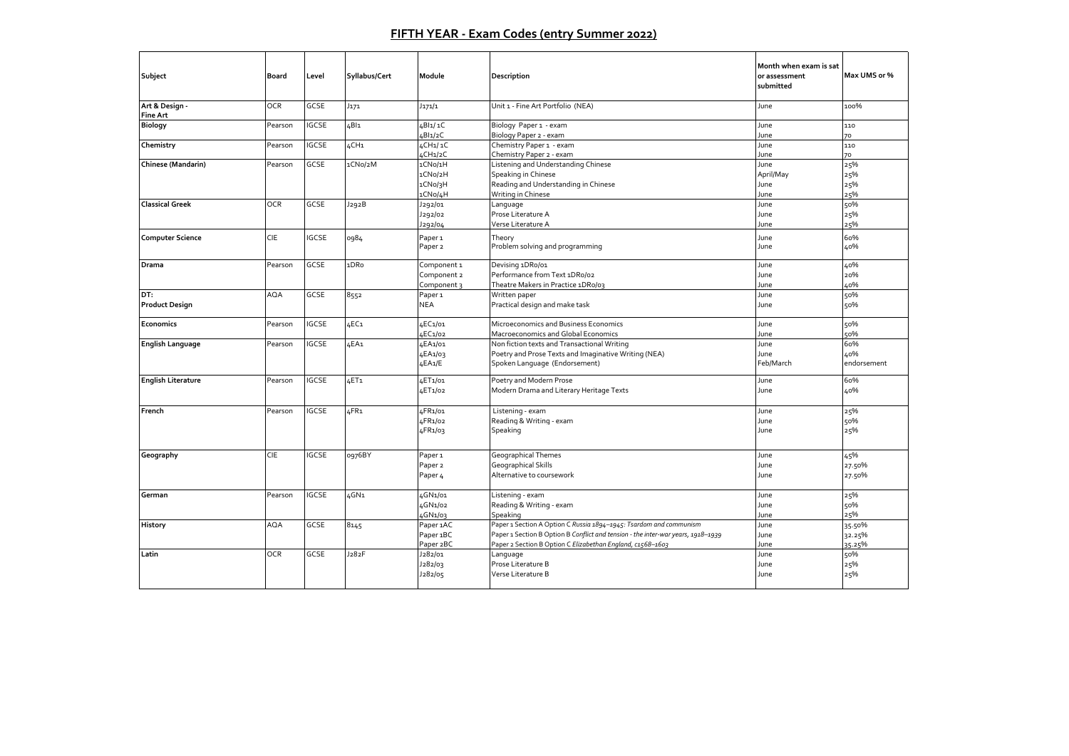# FIFTH YEAR - Exam Codes (entry Summer 2022)

| Subject | Board | Level | Syllabus/Cert | Module | Description | Month when exam is sat or assessment submitted | Max UMS or % |
|---|---|---|---|---|---|---|---|
| Art & Design - Fine Art | OCR | GCSE | J171 | J171/1 | Unit 1 - Fine Art Portfolio (NEA) | June | 100% |
| Biology | Pearson | IGCSE | 4BI1 | 4BI1/1C | Biology Paper 1 - exam | June | 110 |
| | | | | 4BI1/2C | Biology Paper 2 - exam | June | 70 |
| Chemistry | Pearson | IGCSE | 4CH1 | 4CH1/1C | Chemistry Paper 1 - exam | June | 110 |
| | | | | 4CH1/2C | Chemistry Paper 2 - exam | June | 70 |
| Chinese (Mandarin) | Pearson | GCSE | 1CN0/2M | 1CN0/1H | Listening and Understanding Chinese | June | 25% |
| | | | | 1CN0/2H | Speaking in Chinese | April/May | 25% |
| | | | | 1CN0/3H | Reading and Understanding in Chinese | June | 25% |
| | | | | 1CN0/4H | Writing in Chinese | June | 25% |
| Classical Greek | OCR | GCSE | J292B | J292/01 | Language | June | 50% |
| | | | | J292/02 | Prose Literature A | June | 25% |
| | | | | J292/04 | Verse Literature A | June | 25% |
| Computer Science | CIE | IGCSE | 0984 | Paper 1 | Theory | June | 60% |
| | | | | Paper 2 | Problem solving and programming | June | 40% |
| Drama | Pearson | GCSE | 1DR0 | Component 1 | Devising 1DR0/01 | June | 40% |
| | | | | Component 2 | Performance from Text 1DR0/02 | June | 20% |
| | | | | Component 3 | Theatre Makers in Practice 1DR0/03 | June | 40% |
| DT: Product Design | AQA | GCSE | 8552 | Paper 1 | Written paper | June | 50% |
| | | | | NEA | Practical design and make task | June | 50% |
| Economics | Pearson | IGCSE | 4EC1 | 4EC1/01 | Microeconomics and Business Economics | June | 50% |
| | | | | 4EC1/02 | Macroeconomics and Global Economics | June | 50% |
| English Language | Pearson | IGCSE | 4EA1 | 4EA1/01 | Non fiction texts and Transactional Writing | June | 60% |
| | | | | 4EA1/03 | Poetry and Prose Texts and Imaginative Writing (NEA) | June | 40% |
| | | | | 4EA1/E | Spoken Language (Endorsement) | Feb/March | endorsement |
| English Literature | Pearson | IGCSE | 4ET1 | 4ET1/01 | Poetry and Modern Prose | June | 60% |
| | | | | 4ET1/02 | Modern Drama and Literary Heritage Texts | June | 40% |
| French | Pearson | IGCSE | 4FR1 | 4FR1/01 | Listening - exam | June | 25% |
| | | | | 4FR1/02 | Reading & Writing - exam | June | 50% |
| | | | | 4FR1/03 | Speaking | June | 25% |
| Geography | CIE | IGCSE | 0976BY | Paper 1 | Geographical Themes | June | 45% |
| | | | | Paper 2 | Geographical Skills | June | 27.50% |
| | | | | Paper 4 | Alternative to coursework | June | 27.50% |
| German | Pearson | IGCSE | 4GN1 | 4GN1/01 | Listening - exam | June | 25% |
| | | | | 4GN1/02 | Reading & Writing - exam | June | 50% |
| | | | | 4GN1/03 | Speaking | June | 25% |
| History | AQA | GCSE | 8145 | Paper 1AC | Paper 1 Section A Option C *Russia 1894–1945: Tsardom and communism* | June | 35.50% |
| | | | | Paper 1BC | Paper 1 Section B Option B *Conflict and tension - the inter-war years, 1918–1939* | June | 32.25% |
| | | | | Paper 2BC | Paper 2 Section B Option C *Elizabethan England, c1568–1603* | June | 35.25% |
| Latin | OCR | GCSE | J282F | J282/01 | Language | June | 50% |
| | | | | J282/03 | Prose Literature B | June | 25% |
| | | | | J282/05 | Verse Literature B | June | 25% |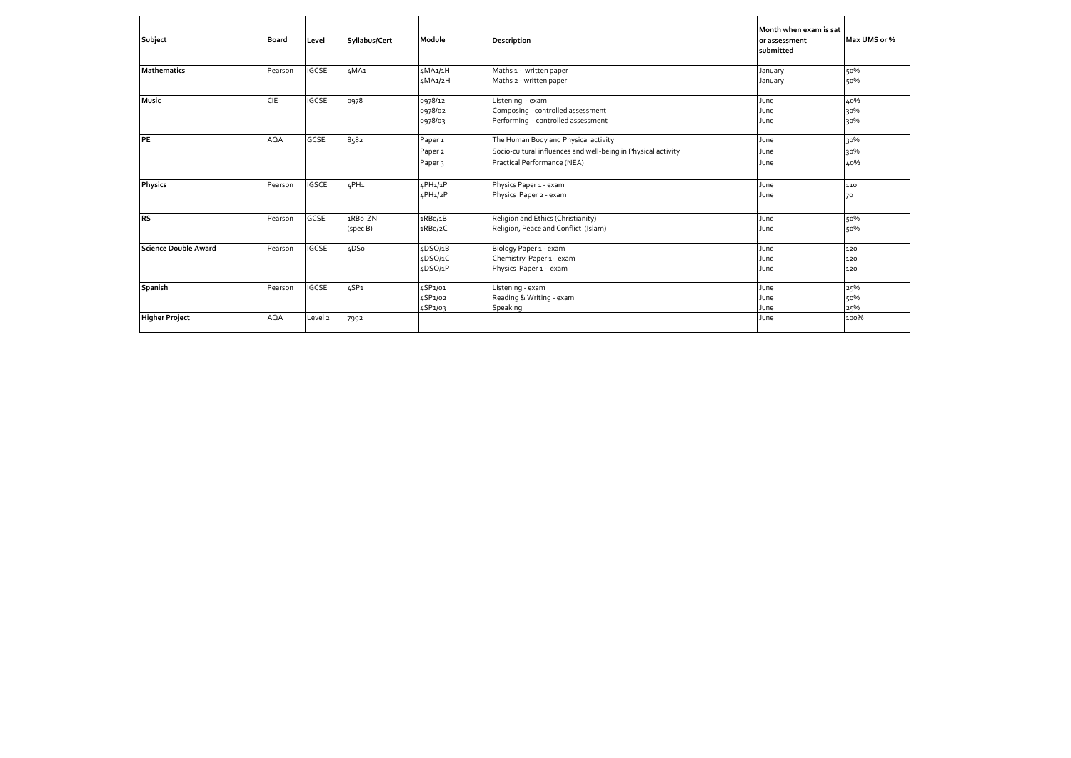| Subject | Board | Level | Syllabus/Cert | Module | Description | Month when exam is sat or assessment submitted | Max UMS or % |
|---|---|---|---|---|---|---|---|
| **Mathematics** | Pearson | IGCSE | 4MA1 | 4MA1/1H<br>4MA1/2H | Maths 1 - written paper<br>Maths 2 - written paper | January<br>January | 50%<br>50% |
| **Music** | CIE | IGCSE | 0978 | 0978/12<br>0978/02<br>0978/03 | Listening - exam<br>Composing -controlled assessment<br>Performing - controlled assessment | June<br>June<br>June | 40%<br>30%<br>30% |
| **PE** | AQA | GCSE | 8582 | Paper 1<br>Paper 2<br>Paper 3 | The Human Body and Physical activity<br>Socio-cultural influences and well-being in Physical activity<br>Practical Performance (NEA) | June<br>June<br>June | 30%<br>30%<br>40% |
| **Physics** | Pearson | IGSCE | 4PH1 | 4PH1/1P<br>4PH1/2P | Physics Paper 1 - exam<br>Physics Paper 2 - exam | June<br>June | 110<br>70 |
| **RS** | Pearson | GCSE | 1RB0 ZN<br>(spec B) | 1RB0/1B<br>1RB0/2C | Religion and Ethics (Christianity)<br>Religion, Peace and Conflict (Islam) | June<br>June | 50%<br>50% |
| **Science Double Award** | Pearson | IGCSE | 4DS0 | 4DSO/1B<br>4DSO/1C<br>4DSO/1P | Biology Paper 1 - exam<br>Chemistry Paper 1- exam<br>Physics Paper 1 - exam | June<br>June<br>June | 120<br>120<br>120 |
| **Spanish** | Pearson | IGCSE | 4SP1 | 4SP1/01<br>4SP1/02<br>4SP1/03 | Listening - exam<br>Reading & Writing - exam<br>Speaking | June<br>June<br>June | 25%<br>50%<br>25% |
| **Higher Project** | AQA | Level 2 | 7992 | | | June | 100% |